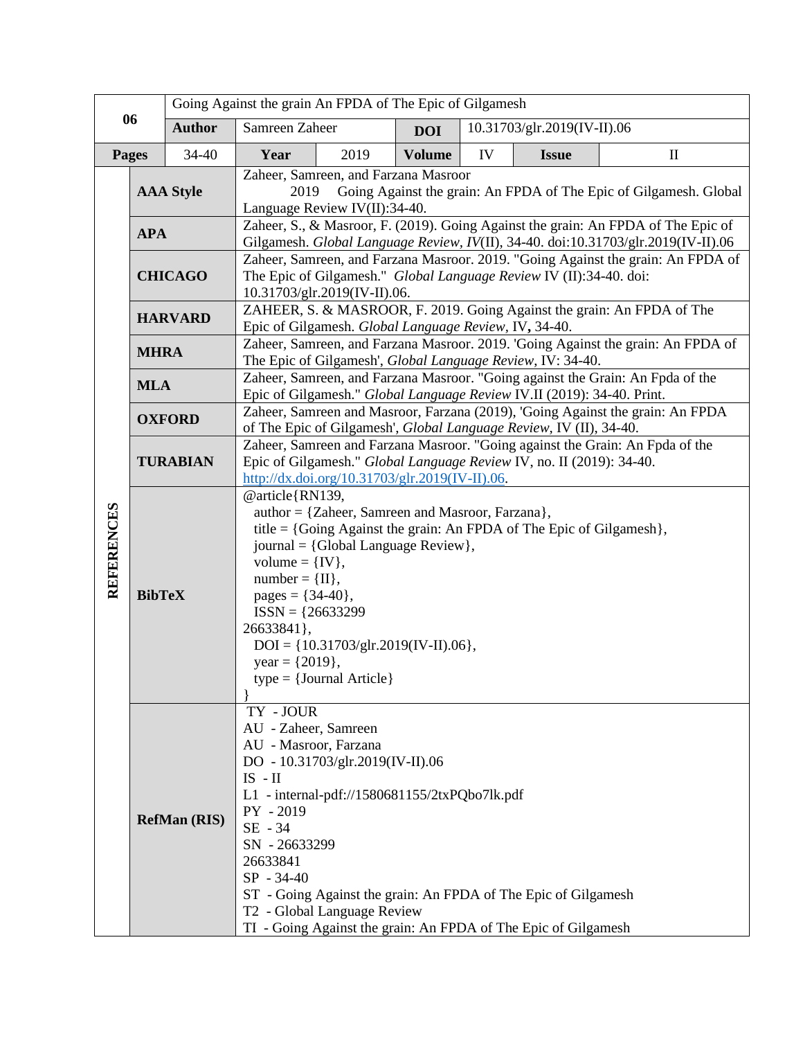| 06 | Going Against the grain An FPDA of The Epic of Gilgamesh | | | | | | |
|---|---|---|---|---|---|---|---|
| | **Author** | Samreen Zaheer | | **DOI** | 10.31703/glr.2019(IV-II).06 | | |
| **Pages** | 34-40 | **Year** | 2019 | **Volume** | IV | **Issue** | II |

| REFERENCES | | |
|---|---|---|
| | **AAA Style** | Zaheer, Samreen, and Farzana Masroor 2019 Going Against the grain: An FPDA of The Epic of Gilgamesh. Global Language Review IV(II):34-40. |
| | **APA** | Zaheer, S., & Masroor, F. (2019). Going Against the grain: An FPDA of The Epic of Gilgamesh. *Global Language Review, IV*(II), 34-40. doi:10.31703/glr.2019(IV-II).06 |
| | **CHICAGO** | Zaheer, Samreen, and Farzana Masroor. 2019. "Going Against the grain: An FPDA of The Epic of Gilgamesh." *Global Language Review* IV (II):34-40. doi: 10.31703/glr.2019(IV-II).06. |
| | **HARVARD** | ZAHEER, S. & MASROOR, F. 2019. Going Against the grain: An FPDA of The Epic of Gilgamesh. *Global Language Review,* IV**,** 34-40. |
| | **MHRA** | Zaheer, Samreen, and Farzana Masroor. 2019. 'Going Against the grain: An FPDA of The Epic of Gilgamesh', *Global Language Review*, IV: 34-40. |
| | **MLA** | Zaheer, Samreen, and Farzana Masroor. "Going against the Grain: An Fpda of the Epic of Gilgamesh." *Global Language Review* IV.II (2019): 34-40. Print. |
| | **OXFORD** | Zaheer, Samreen and Masroor, Farzana (2019), 'Going Against the grain: An FPDA of The Epic of Gilgamesh', *Global Language Review,* IV (II), 34-40. |
| | **TURABIAN** | Zaheer, Samreen and Farzana Masroor. "Going against the Grain: An Fpda of the Epic of Gilgamesh." *Global Language Review* IV, no. II (2019): 34-40. http://dx.doi.org/10.31703/glr.2019(IV-II).06. |
| | **BibTeX** | @article{RN139, author = {Zaheer, Samreen and Masroor, Farzana}, title = {Going Against the grain: An FPDA of The Epic of Gilgamesh}, journal = {Global Language Review}, volume = {IV}, number = {II}, pages = {34-40}, ISSN = {26633299 26633841}, DOI = {10.31703/glr.2019(IV-II).06}, year = {2019}, type = {Journal Article} } |
| | **RefMan (RIS)** | TY - JOUR AU - Zaheer, Samreen AU - Masroor, Farzana DO - 10.31703/glr.2019(IV-II).06 IS - II L1 - internal-pdf://1580681155/2txPQbo7lk.pdf PY - 2019 SE - 34 SN - 26633299 26633841 SP - 34-40 ST - Going Against the grain: An FPDA of The Epic of Gilgamesh T2 - Global Language Review TI - Going Against the grain: An FPDA of The Epic of Gilgamesh |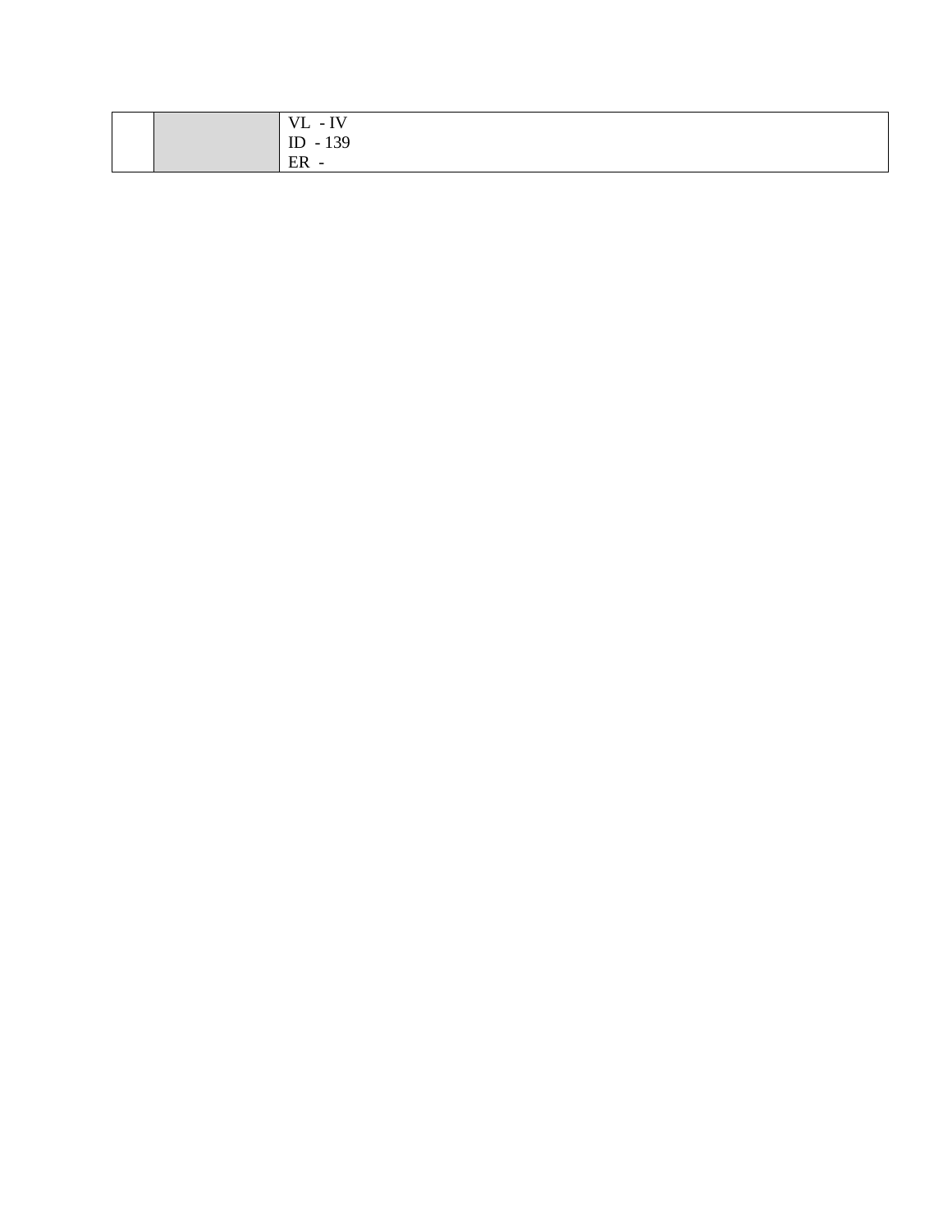| | | |
|---|---|---|
| | | VL - IV<br>ID - 139<br>ER - |